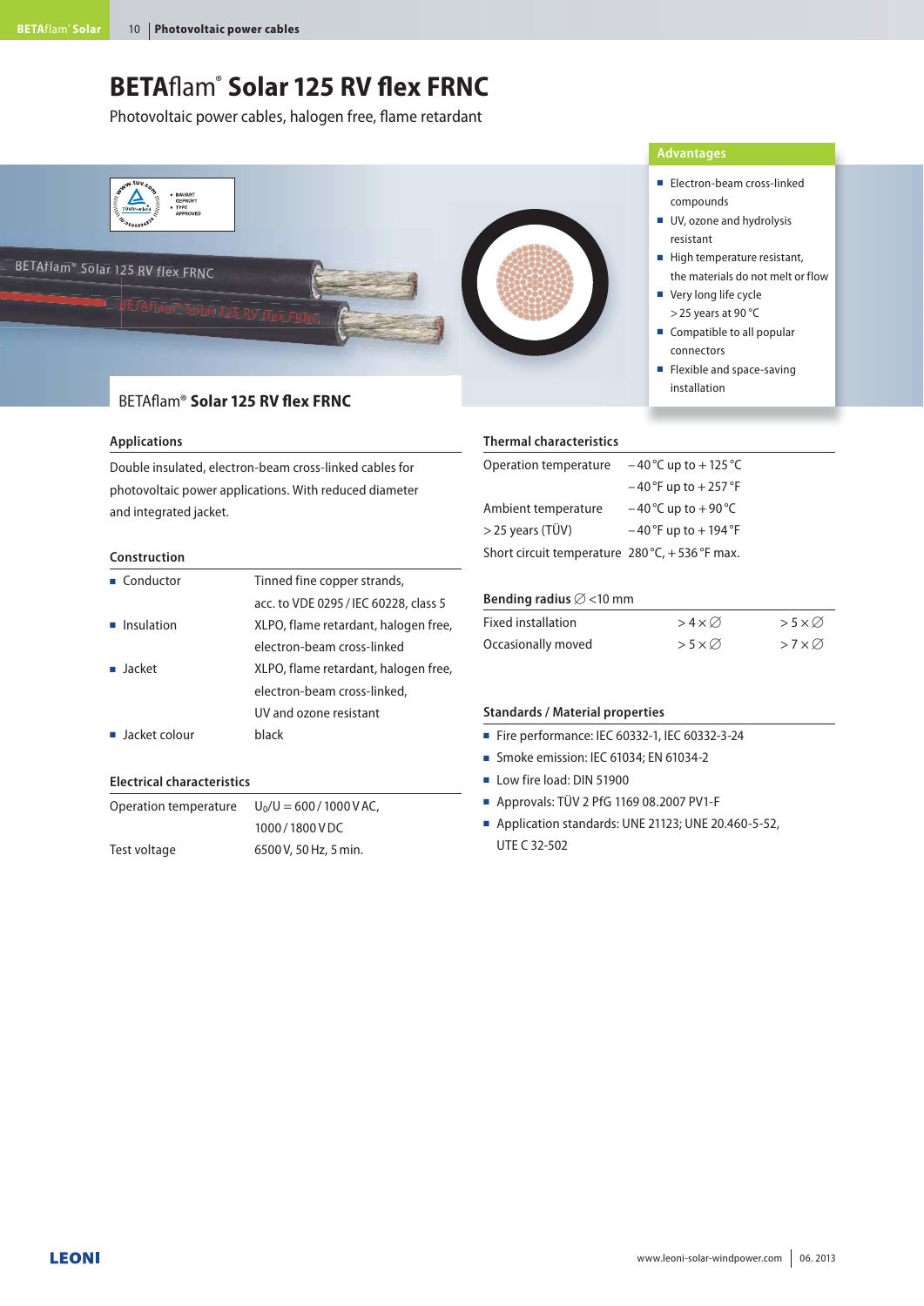# BETAflam® Solar 125 RV flex FRNC

Photovoltaic power cables, halogen free, flame retardant

### Advantages

- Electron-beam cross-linked compounds
- UV, ozone and hydrolysis resistant
- High temperature resistant, the materials do not melt or flow
- Very long life cycle > 25 years at 90 °C
- Compatible to all popular connectors
- Flexible and space-saving installation

BETAflam® **Solar 125 RV flex FRNC**

### Applications

Double insulated, electron-beam cross-linked cables for photovoltaic power applications. With reduced diameter and integrated jacket.

### Construction

| | |
|---|---|
| Conductor | Tinned fine copper strands, acc. to VDE 0295 / IEC 60228, class 5 |
| Insulation | XLPO, flame retardant, halogen free, electron-beam cross-linked |
| Jacket | XLPO, flame retardant, halogen free, electron-beam cross-linked, UV and ozone resistant |
| Jacket colour | black |

### Electrical characteristics

| | |
|---|---|
| Operation temperature | $U_0/U$ = 600 / 1000 V AC, 1000 / 1800 V DC |
| Test voltage | 6500 V, 50 Hz, 5 min. |

### Thermal characteristics

| | |
|---|---|
| Operation temperature | – 40 °C up to + 125 °C |
| | – 40 °F up to + 257 °F |
| Ambient temperature | – 40 °C up to + 90 °C |
| > 25 years (TÜV) | – 40 °F up to + 194 °F |
| Short circuit temperature | 280 °C, + 536 °F max. |

### Bending radius ∅ <10 mm

| | | |
|---|---|---|
| Fixed installation | > 4 × ∅ | > 5 × ∅ |
| Occasionally moved | > 5 × ∅ | > 7 × ∅ |

### Standards / Material properties

- Fire performance: IEC 60332-1, IEC 60332-3-24
- Smoke emission: IEC 61034; EN 61034-2
- Low fire load: DIN 51900
- Approvals: TÜV 2 PfG 1169 08.2007 PV1-F
- Application standards: UNE 21123; UNE 20.460-5-52, UTE C 32-502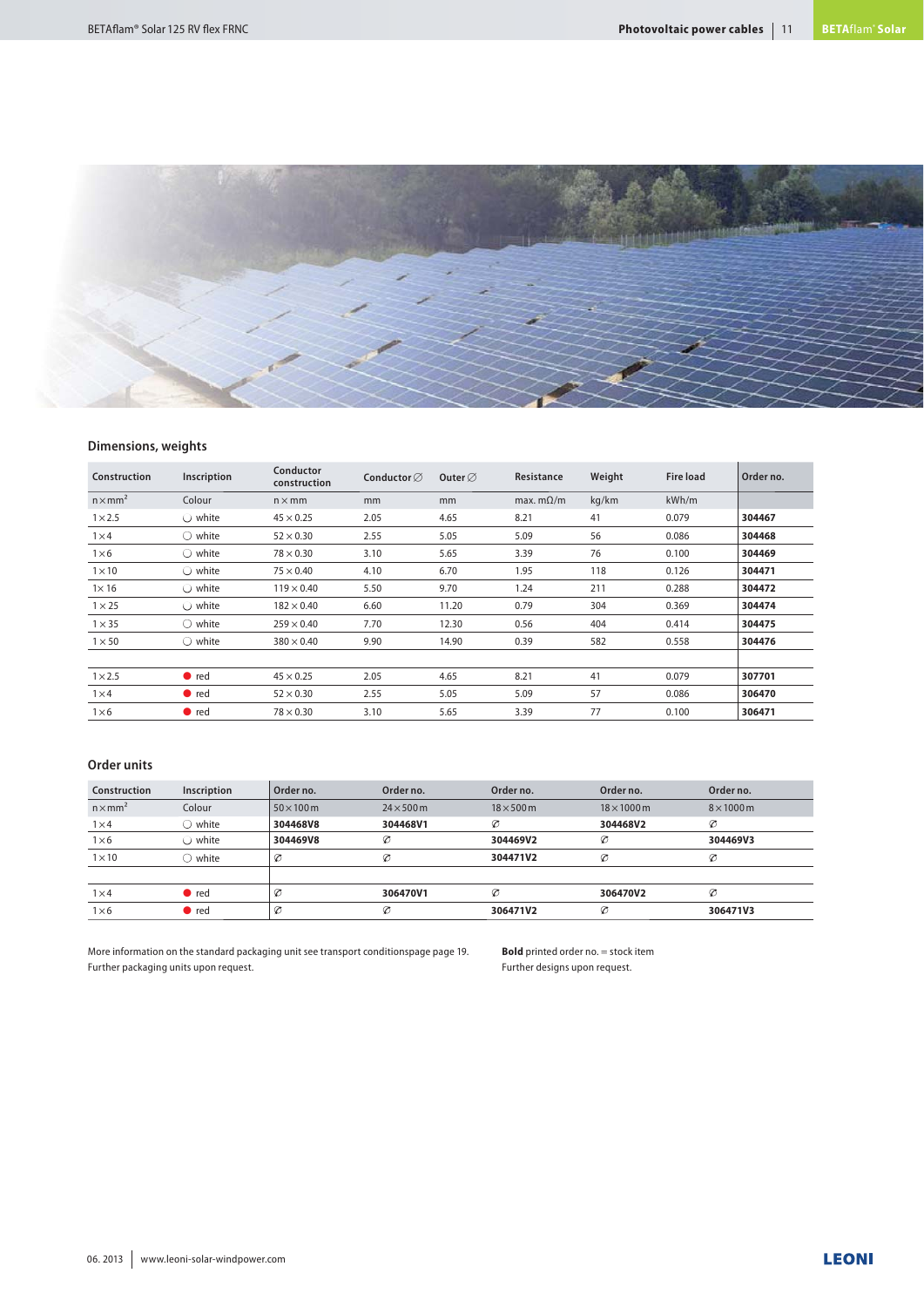## Dimensions, weights

| Construction | Inscription | Conductor construction | Conductor ∅ | Outer ∅ | Resistance | Weight | Fire load | Order no. |
|---|---|---|---|---|---|---|---|---|
| n × mm² | Colour | n × mm | mm | mm | max. mΩ/m | kg/km | kWh/m | |
| 1 × 2.5 | ◯ white | 45 × 0.25 | 2.05 | 4.65 | 8.21 | 41 | 0.079 | **304467** |
| 1 × 4 | ◯ white | 52 × 0.30 | 2.55 | 5.05 | 5.09 | 56 | 0.086 | **304468** |
| 1 × 6 | ◯ white | 78 × 0.30 | 3.10 | 5.65 | 3.39 | 76 | 0.100 | **304469** |
| 1 × 10 | ◯ white | 75 × 0.40 | 4.10 | 6.70 | 1.95 | 118 | 0.126 | **304471** |
| 1 × 16 | ◯ white | 119 × 0.40 | 5.50 | 9.70 | 1.24 | 211 | 0.288 | **304472** |
| 1 × 25 | ◯ white | 182 × 0.40 | 6.60 | 11.20 | 0.79 | 304 | 0.369 | **304474** |
| 1 × 35 | ◯ white | 259 × 0.40 | 7.70 | 12.30 | 0.56 | 404 | 0.414 | **304475** |
| 1 × 50 | ◯ white | 380 × 0.40 | 9.90 | 14.90 | 0.39 | 582 | 0.558 | **304476** |
| | | | | | | | | |
| 1 × 2.5 | ● red | 45 × 0.25 | 2.05 | 4.65 | 8.21 | 41 | 0.079 | **307701** |
| 1 × 4 | ● red | 52 × 0.30 | 2.55 | 5.05 | 5.09 | 57 | 0.086 | **306470** |
| 1 × 6 | ● red | 78 × 0.30 | 3.10 | 5.65 | 3.39 | 77 | 0.100 | **306471** |

## Order units

| Construction | Inscription | Order no. | Order no. | Order no. | Order no. | Order no. |
|---|---|---|---|---|---|---|
| n × mm² | Colour | 50 × 100 m | 24 × 500 m | 18 × 500 m | 18 × 1000 m | 8 × 1000 m |
| 1 × 4 | ◯ white | **304468V8** | **304468V1** | ∅ | **304468V2** | ∅ |
| 1 × 6 | ◯ white | **304469V8** | ∅ | **304469V2** | ∅ | **304469V3** |
| 1 × 10 | ◯ white | ∅ | ∅ | **304471V2** | ∅ | ∅ |
| | | | | | | |
| 1 × 4 | ● red | ∅ | **306470V1** | ∅ | **306470V2** | ∅ |
| 1 × 6 | ● red | ∅ | ∅ | **306471V2** | ∅ | **306471V3** |

More information on the standard packaging unit see transport conditionspage page 19.
Further packaging units upon request.

**Bold** printed order no. = stock item
Further designs upon request.